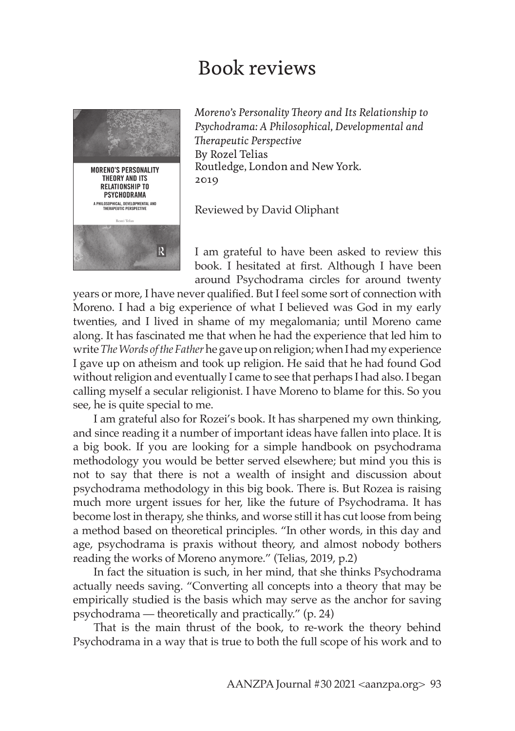# Book reviews

*Moreno's Personality Theory and Its Relationship to Psychodrama: A Philosophical, Developmental and Therapeutic Perspective*
By Rozel Telias
Routledge, London and New York.
2019

Reviewed by David Oliphant

I am grateful to have been asked to review this book. I hesitated at first. Although I have been around Psychodrama circles for around twenty years or more, I have never qualified. But I feel some sort of connection with Moreno. I had a big experience of what I believed was God in my early twenties, and I lived in shame of my megalomania; until Moreno came along. It has fascinated me that when he had the experience that led him to write *The Words of the Father* he gave up on religion; when I had my experience I gave up on atheism and took up religion. He said that he had found God without religion and eventually I came to see that perhaps I had also. I began calling myself a secular religionist. I have Moreno to blame for this. So you see, he is quite special to me.

I am grateful also for Rozei's book. It has sharpened my own thinking, and since reading it a number of important ideas have fallen into place. It is a big book. If you are looking for a simple handbook on psychodrama methodology you would be better served elsewhere; but mind you this is not to say that there is not a wealth of insight and discussion about psychodrama methodology in this big book. There is. But Rozea is raising much more urgent issues for her, like the future of Psychodrama. It has become lost in therapy, she thinks, and worse still it has cut loose from being a method based on theoretical principles. "In other words, in this day and age, psychodrama is praxis without theory, and almost nobody bothers reading the works of Moreno anymore." (Telias, 2019, p.2)

In fact the situation is such, in her mind, that she thinks Psychodrama actually needs saving. "Converting all concepts into a theory that may be empirically studied is the basis which may serve as the anchor for saving psychodrama — theoretically and practically." (p. 24)

That is the main thrust of the book, to re-work the theory behind Psychodrama in a way that is true to both the full scope of his work and to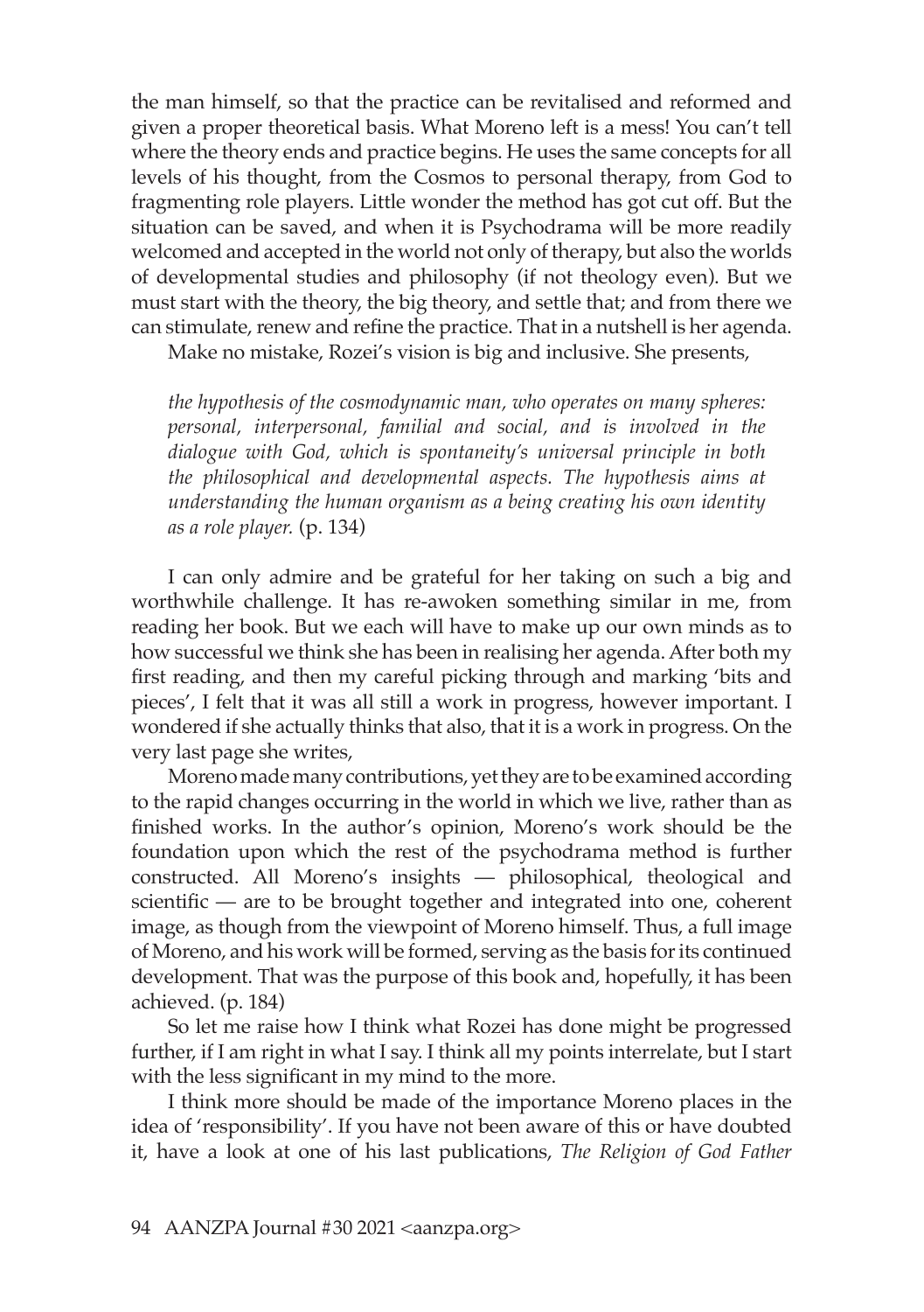the man himself, so that the practice can be revitalised and reformed and given a proper theoretical basis. What Moreno left is a mess! You can't tell where the theory ends and practice begins. He uses the same concepts for all levels of his thought, from the Cosmos to personal therapy, from God to fragmenting role players. Little wonder the method has got cut off. But the situation can be saved, and when it is Psychodrama will be more readily welcomed and accepted in the world not only of therapy, but also the worlds of developmental studies and philosophy (if not theology even). But we must start with the theory, the big theory, and settle that; and from there we can stimulate, renew and refine the practice. That in a nutshell is her agenda.

Make no mistake, Rozei's vision is big and inclusive. She presents,

> *the hypothesis of the cosmodynamic man, who operates on many spheres: personal, interpersonal, familial and social, and is involved in the dialogue with God, which is spontaneity's universal principle in both the philosophical and developmental aspects. The hypothesis aims at understanding the human organism as a being creating his own identity as a role player.* (p. 134)

I can only admire and be grateful for her taking on such a big and worthwhile challenge. It has re-awoken something similar in me, from reading her book. But we each will have to make up our own minds as to how successful we think she has been in realising her agenda. After both my first reading, and then my careful picking through and marking 'bits and pieces', I felt that it was all still a work in progress, however important. I wondered if she actually thinks that also, that it is a work in progress. On the very last page she writes,

Moreno made many contributions, yet they are to be examined according to the rapid changes occurring in the world in which we live, rather than as finished works. In the author's opinion, Moreno's work should be the foundation upon which the rest of the psychodrama method is further constructed. All Moreno's insights — philosophical, theological and scientific — are to be brought together and integrated into one, coherent image, as though from the viewpoint of Moreno himself. Thus, a full image of Moreno, and his work will be formed, serving as the basis for its continued development. That was the purpose of this book and, hopefully, it has been achieved. (p. 184)

So let me raise how I think what Rozei has done might be progressed further, if I am right in what I say. I think all my points interrelate, but I start with the less significant in my mind to the more.

I think more should be made of the importance Moreno places in the idea of 'responsibility'. If you have not been aware of this or have doubted it, have a look at one of his last publications, *The Religion of God Father*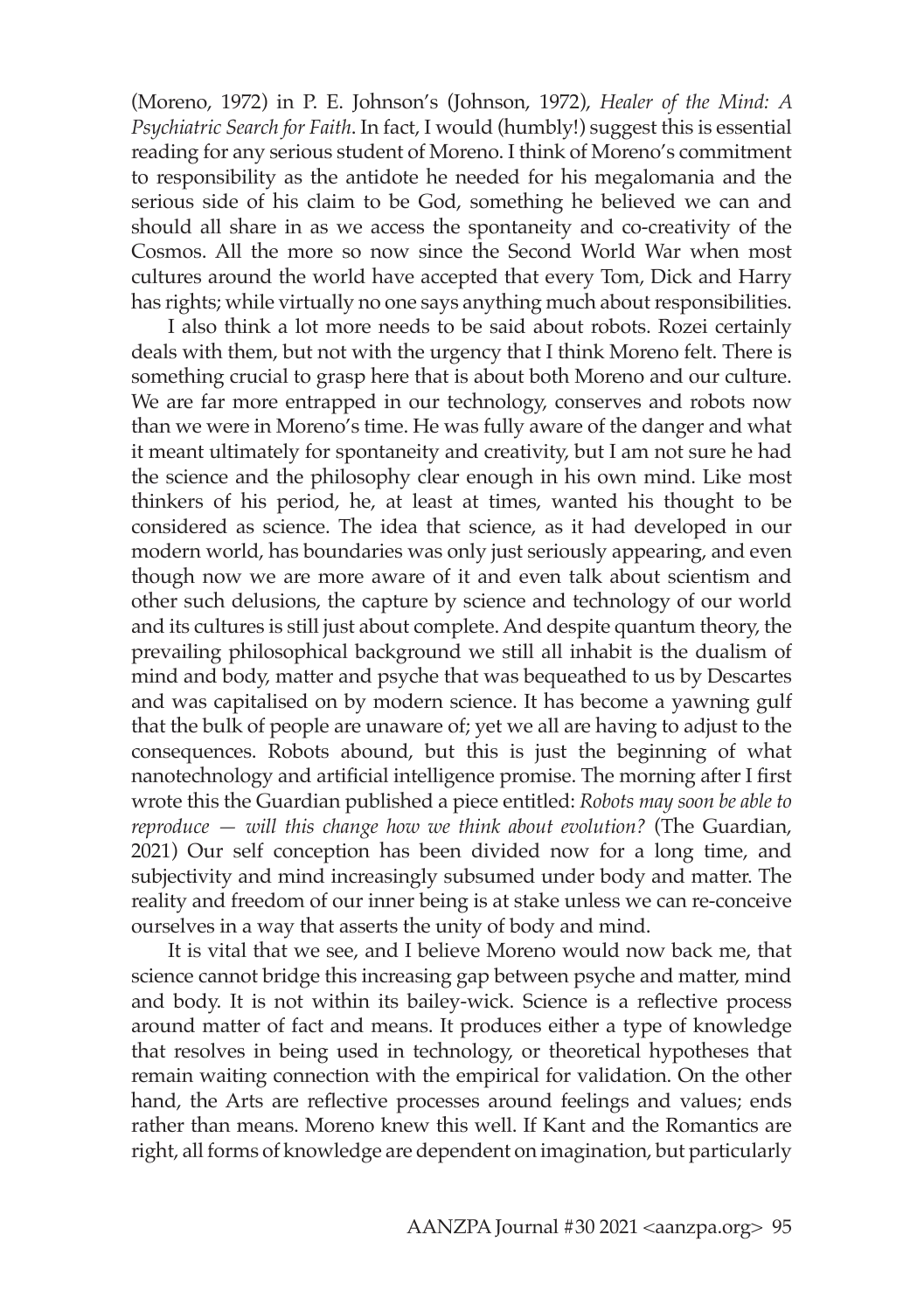(Moreno, 1972) in P. E. Johnson's (Johnson, 1972), *Healer of the Mind: A Psychiatric Search for Faith*. In fact, I would (humbly!) suggest this is essential reading for any serious student of Moreno. I think of Moreno's commitment to responsibility as the antidote he needed for his megalomania and the serious side of his claim to be God, something he believed we can and should all share in as we access the spontaneity and co-creativity of the Cosmos. All the more so now since the Second World War when most cultures around the world have accepted that every Tom, Dick and Harry has rights; while virtually no one says anything much about responsibilities.

I also think a lot more needs to be said about robots. Rozei certainly deals with them, but not with the urgency that I think Moreno felt. There is something crucial to grasp here that is about both Moreno and our culture. We are far more entrapped in our technology, conserves and robots now than we were in Moreno's time. He was fully aware of the danger and what it meant ultimately for spontaneity and creativity, but I am not sure he had the science and the philosophy clear enough in his own mind. Like most thinkers of his period, he, at least at times, wanted his thought to be considered as science. The idea that science, as it had developed in our modern world, has boundaries was only just seriously appearing, and even though now we are more aware of it and even talk about scientism and other such delusions, the capture by science and technology of our world and its cultures is still just about complete. And despite quantum theory, the prevailing philosophical background we still all inhabit is the dualism of mind and body, matter and psyche that was bequeathed to us by Descartes and was capitalised on by modern science. It has become a yawning gulf that the bulk of people are unaware of; yet we all are having to adjust to the consequences. Robots abound, but this is just the beginning of what nanotechnology and artificial intelligence promise. The morning after I first wrote this the Guardian published a piece entitled: *Robots may soon be able to reproduce — will this change how we think about evolution?* (The Guardian, 2021) Our self conception has been divided now for a long time, and subjectivity and mind increasingly subsumed under body and matter. The reality and freedom of our inner being is at stake unless we can re-conceive ourselves in a way that asserts the unity of body and mind.

It is vital that we see, and I believe Moreno would now back me, that science cannot bridge this increasing gap between psyche and matter, mind and body. It is not within its bailey-wick. Science is a reflective process around matter of fact and means. It produces either a type of knowledge that resolves in being used in technology, or theoretical hypotheses that remain waiting connection with the empirical for validation. On the other hand, the Arts are reflective processes around feelings and values; ends rather than means. Moreno knew this well. If Kant and the Romantics are right, all forms of knowledge are dependent on imagination, but particularly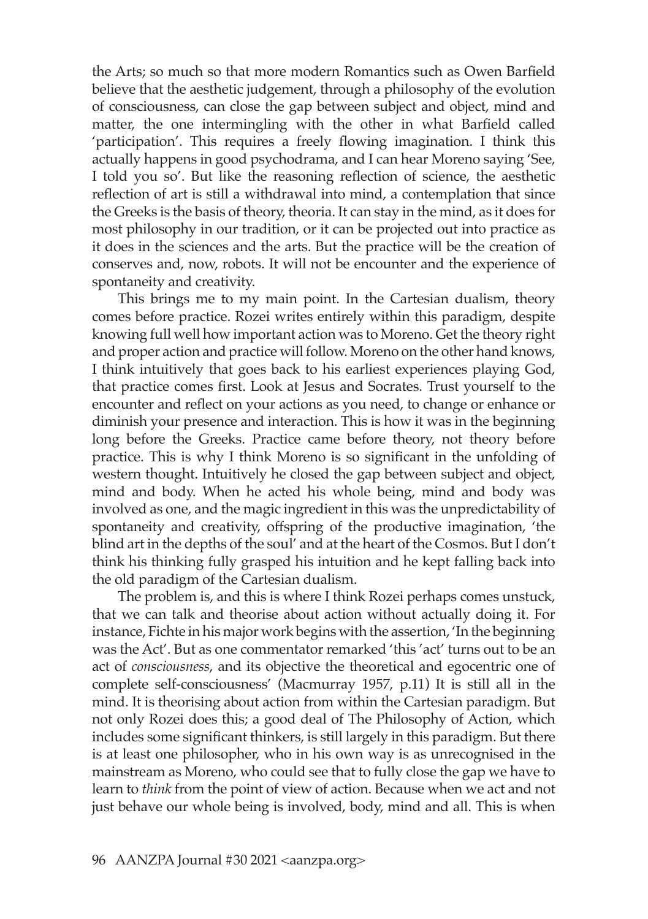the Arts; so much so that more modern Romantics such as Owen Barfield believe that the aesthetic judgement, through a philosophy of the evolution of consciousness, can close the gap between subject and object, mind and matter, the one intermingling with the other in what Barfield called 'participation'. This requires a freely flowing imagination. I think this actually happens in good psychodrama, and I can hear Moreno saying 'See, I told you so'. But like the reasoning reflection of science, the aesthetic reflection of art is still a withdrawal into mind, a contemplation that since the Greeks is the basis of theory, theoria. It can stay in the mind, as it does for most philosophy in our tradition, or it can be projected out into practice as it does in the sciences and the arts. But the practice will be the creation of conserves and, now, robots. It will not be encounter and the experience of spontaneity and creativity.

This brings me to my main point. In the Cartesian dualism, theory comes before practice. Rozei writes entirely within this paradigm, despite knowing full well how important action was to Moreno. Get the theory right and proper action and practice will follow. Moreno on the other hand knows, I think intuitively that goes back to his earliest experiences playing God, that practice comes first. Look at Jesus and Socrates. Trust yourself to the encounter and reflect on your actions as you need, to change or enhance or diminish your presence and interaction. This is how it was in the beginning long before the Greeks. Practice came before theory, not theory before practice. This is why I think Moreno is so significant in the unfolding of western thought. Intuitively he closed the gap between subject and object, mind and body. When he acted his whole being, mind and body was involved as one, and the magic ingredient in this was the unpredictability of spontaneity and creativity, offspring of the productive imagination, 'the blind art in the depths of the soul' and at the heart of the Cosmos. But I don't think his thinking fully grasped his intuition and he kept falling back into the old paradigm of the Cartesian dualism.

The problem is, and this is where I think Rozei perhaps comes unstuck, that we can talk and theorise about action without actually doing it. For instance, Fichte in his major work begins with the assertion, 'In the beginning was the Act'. But as one commentator remarked 'this 'act' turns out to be an act of *consciousness*, and its objective the theoretical and egocentric one of complete self-consciousness' (Macmurray 1957, p.11) It is still all in the mind. It is theorising about action from within the Cartesian paradigm. But not only Rozei does this; a good deal of The Philosophy of Action, which includes some significant thinkers, is still largely in this paradigm. But there is at least one philosopher, who in his own way is as unrecognised in the mainstream as Moreno, who could see that to fully close the gap we have to learn to *think* from the point of view of action. Because when we act and not just behave our whole being is involved, body, mind and all. This is when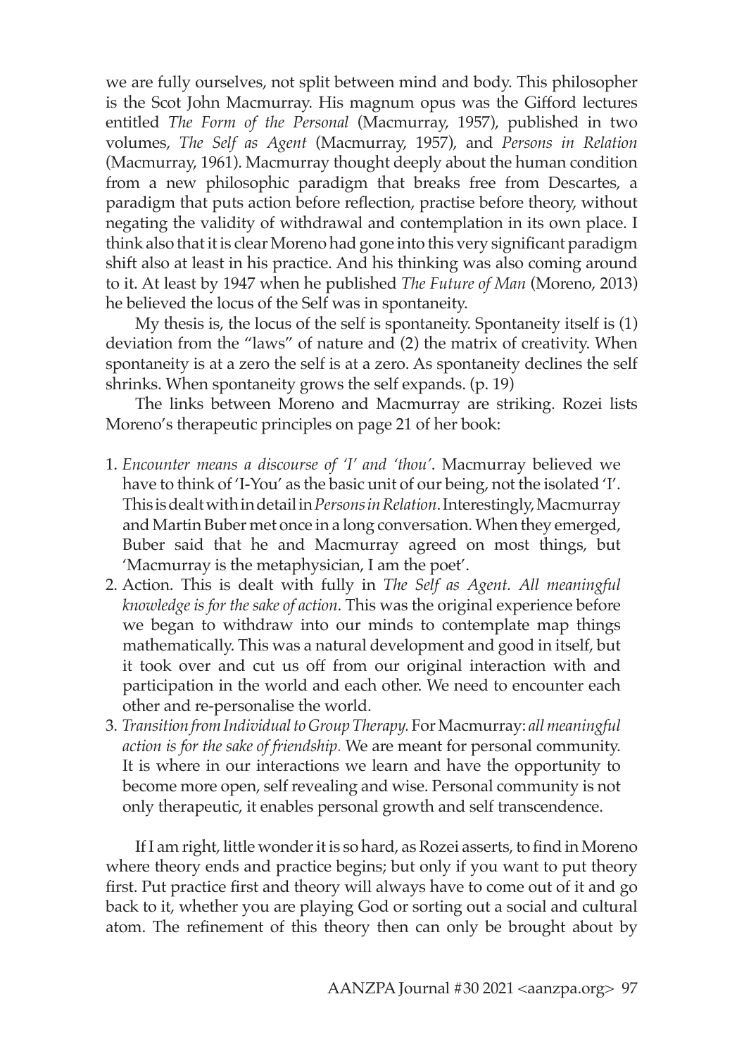we are fully ourselves, not split between mind and body. This philosopher is the Scot John Macmurray. His magnum opus was the Gifford lectures entitled *The Form of the Personal* (Macmurray, 1957), published in two volumes, *The Self as Agent* (Macmurray, 1957), and *Persons in Relation* (Macmurray, 1961). Macmurray thought deeply about the human condition from a new philosophic paradigm that breaks free from Descartes, a paradigm that puts action before reflection, practise before theory, without negating the validity of withdrawal and contemplation in its own place. I think also that it is clear Moreno had gone into this very significant paradigm shift also at least in his practice. And his thinking was also coming around to it. At least by 1947 when he published *The Future of Man* (Moreno, 2013) he believed the locus of the Self was in spontaneity.

> My thesis is, the locus of the self is spontaneity. Spontaneity itself is (1) deviation from the "laws" of nature and (2) the matrix of creativity. When spontaneity is at a zero the self is at a zero. As spontaneity declines the self shrinks. When spontaneity grows the self expands. (p. 19)

The links between Moreno and Macmurray are striking. Rozei lists Moreno's therapeutic principles on page 21 of her book:

1. *Encounter means a discourse of 'I' and 'thou'*. Macmurray believed we have to think of 'I-You' as the basic unit of our being, not the isolated 'I'. This is dealt with in detail in *Persons in Relation*. Interestingly, Macmurray and Martin Buber met once in a long conversation. When they emerged, Buber said that he and Macmurray agreed on most things, but 'Macmurray is the metaphysician, I am the poet'.
2. Action. This is dealt with fully in *The Self as Agent. All meaningful knowledge is for the sake of action*. This was the original experience before we began to withdraw into our minds to contemplate map things mathematically. This was a natural development and good in itself, but it took over and cut us off from our original interaction with and participation in the world and each other. We need to encounter each other and re-personalise the world.
3. *Transition from Individual to Group Therapy.* For Macmurray: *all meaningful action is for the sake of friendship.* We are meant for personal community. It is where in our interactions we learn and have the opportunity to become more open, self revealing and wise. Personal community is not only therapeutic, it enables personal growth and self transcendence.

If I am right, little wonder it is so hard, as Rozei asserts, to find in Moreno where theory ends and practice begins; but only if you want to put theory first. Put practice first and theory will always have to come out of it and go back to it, whether you are playing God or sorting out a social and cultural atom. The refinement of this theory then can only be brought about by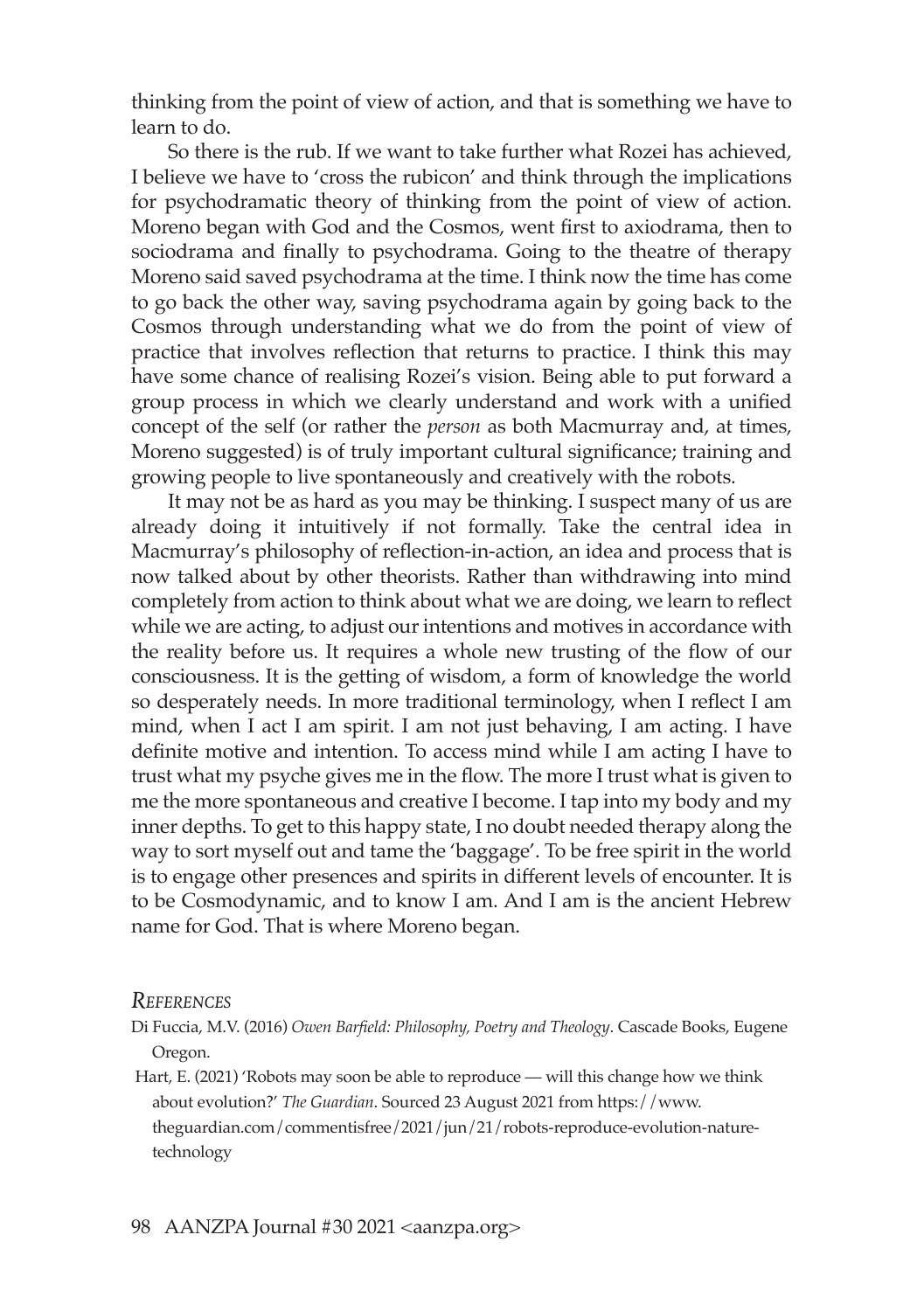thinking from the point of view of action, and that is something we have to learn to do.

So there is the rub. If we want to take further what Rozei has achieved, I believe we have to 'cross the rubicon' and think through the implications for psychodramatic theory of thinking from the point of view of action. Moreno began with God and the Cosmos, went first to axiodrama, then to sociodrama and finally to psychodrama. Going to the theatre of therapy Moreno said saved psychodrama at the time. I think now the time has come to go back the other way, saving psychodrama again by going back to the Cosmos through understanding what we do from the point of view of practice that involves reflection that returns to practice. I think this may have some chance of realising Rozei's vision. Being able to put forward a group process in which we clearly understand and work with a unified concept of the self (or rather the *person* as both Macmurray and, at times, Moreno suggested) is of truly important cultural significance; training and growing people to live spontaneously and creatively with the robots.

It may not be as hard as you may be thinking. I suspect many of us are already doing it intuitively if not formally. Take the central idea in Macmurray's philosophy of reflection-in-action, an idea and process that is now talked about by other theorists. Rather than withdrawing into mind completely from action to think about what we are doing, we learn to reflect while we are acting, to adjust our intentions and motives in accordance with the reality before us. It requires a whole new trusting of the flow of our consciousness. It is the getting of wisdom, a form of knowledge the world so desperately needs. In more traditional terminology, when I reflect I am mind, when I act I am spirit. I am not just behaving, I am acting. I have definite motive and intention. To access mind while I am acting I have to trust what my psyche gives me in the flow. The more I trust what is given to me the more spontaneous and creative I become. I tap into my body and my inner depths. To get to this happy state, I no doubt needed therapy along the way to sort myself out and tame the 'baggage'. To be free spirit in the world is to engage other presences and spirits in different levels of encounter. It is to be Cosmodynamic, and to know I am. And I am is the ancient Hebrew name for God. That is where Moreno began.

## *References*

Di Fuccia, M.V. (2016) *Owen Barfield: Philosophy, Poetry and Theology*. Cascade Books, Eugene Oregon.

Hart, E. (2021) 'Robots may soon be able to reproduce — will this change how we think about evolution?' *The Guardian*. Sourced 23 August 2021 from https://www.theguardian.com/commentisfree/2021/jun/21/robots-reproduce-evolution-nature-technology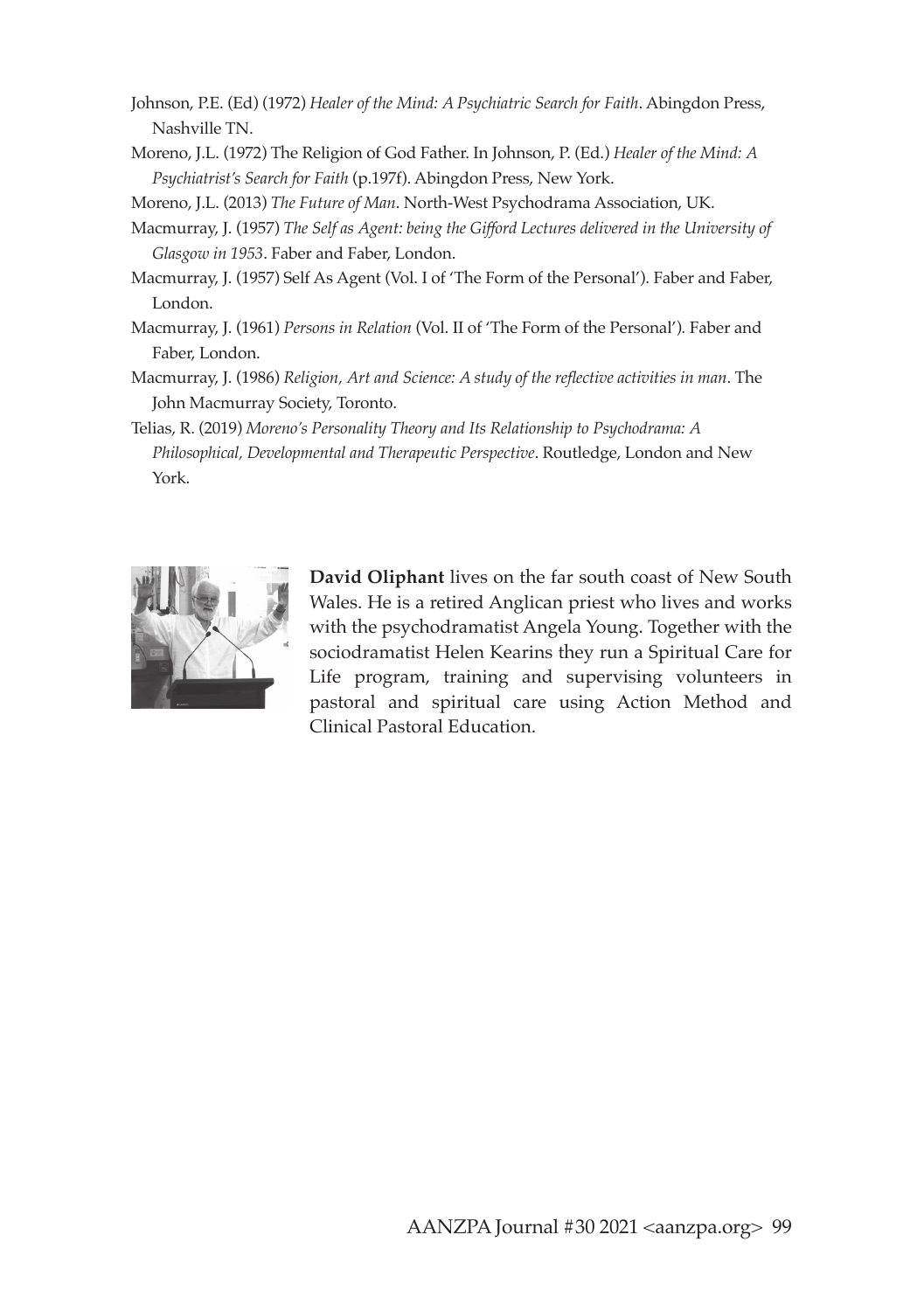Johnson, P.E. (Ed) (1972) *Healer of the Mind: A Psychiatric Search for Faith*. Abingdon Press, Nashville TN.

Moreno, J.L. (1972) The Religion of God Father. In Johnson, P. (Ed.) *Healer of the Mind: A Psychiatrist's Search for Faith* (p.197f). Abingdon Press, New York.

Moreno, J.L. (2013) *The Future of Man*. North-West Psychodrama Association, UK.

Macmurray, J. (1957) *The Self as Agent: being the Gifford Lectures delivered in the University of Glasgow in 1953*. Faber and Faber, London.

Macmurray, J. (1957) Self As Agent (Vol. I of 'The Form of the Personal'). Faber and Faber, London.

Macmurray, J. (1961) *Persons in Relation* (Vol. II of 'The Form of the Personal'). Faber and Faber, London.

Macmurray, J. (1986) *Religion, Art and Science: A study of the reflective activities in man*. The John Macmurray Society, Toronto.

Telias, R. (2019) *Moreno's Personality Theory and Its Relationship to Psychodrama: A Philosophical, Developmental and Therapeutic Perspective*. Routledge, London and New York.

**David Oliphant** lives on the far south coast of New South Wales. He is a retired Anglican priest who lives and works with the psychodramatist Angela Young. Together with the sociodramatist Helen Kearins they run a Spiritual Care for Life program, training and supervising volunteers in pastoral and spiritual care using Action Method and Clinical Pastoral Education.